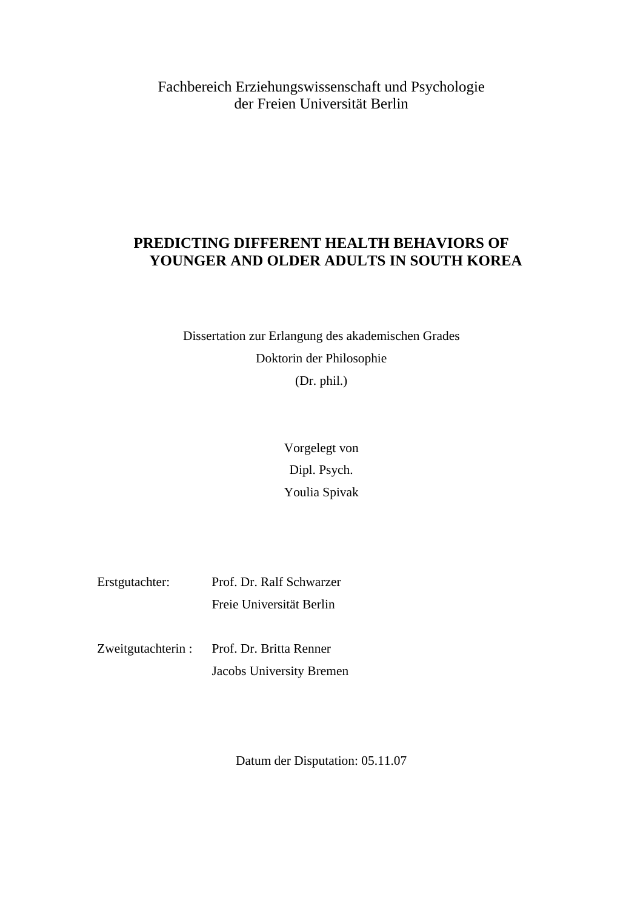Fachbereich Erziehungswissenschaft und Psychologie
der Freien Universität Berlin

# PREDICTING DIFFERENT HEALTH BEHAVIORS OF YOUNGER AND OLDER ADULTS IN SOUTH KOREA

Dissertation zur Erlangung des akademischen Grades

Doktorin der Philosophie

(Dr. phil.)

Vorgelegt von

Dipl. Psych.

Youlia Spivak

Erstgutachter: Prof. Dr. Ralf Schwarzer
Freie Universität Berlin

Zweitgutachterin : Prof. Dr. Britta Renner
Jacobs University Bremen

Datum der Disputation: 05.11.07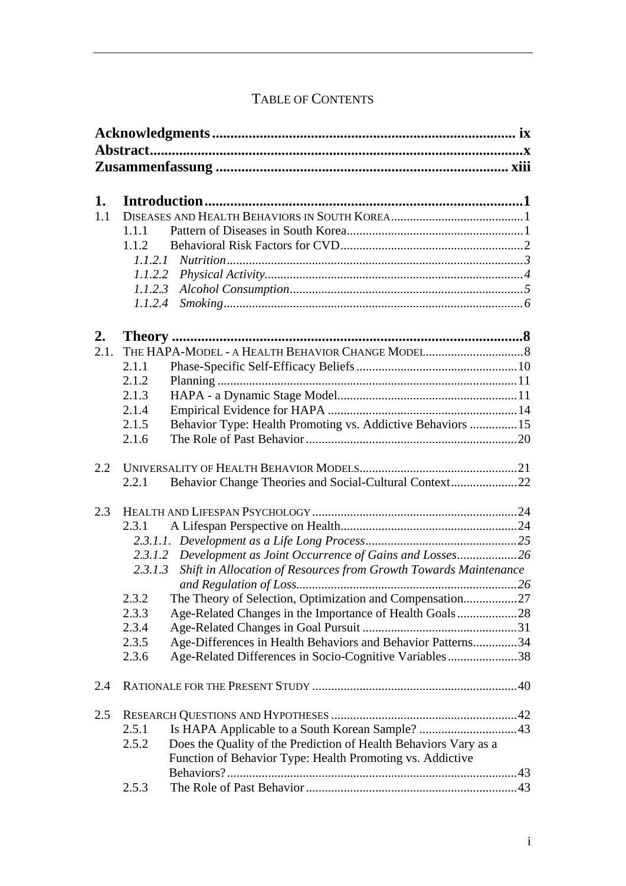# TABLE OF CONTENTS

**Acknowledgments** ........ ix
**Abstract** ........ x
**Zusammenfassung** ........ xiii

**1. Introduction** ........ 1

1.1 DISEASES AND HEALTH BEHAVIORS IN SOUTH KOREA ........ 1

- 1.1.1 Pattern of Diseases in South Korea ........ 1
- 1.1.2 Behavioral Risk Factors for CVD ........ 2
  - *1.1.2.1 Nutrition* ........ *3*
  - *1.1.2.2 Physical Activity* ........ *4*
  - *1.1.2.3 Alcohol Consumption* ........ *5*
  - *1.1.2.4 Smoking* ........ *6*

**2. Theory** ........ 8

2.1. THE HAPA-MODEL - A HEALTH BEHAVIOR CHANGE MODEL ........ 8

- 2.1.1 Phase-Specific Self-Efficacy Beliefs ........ 10
- 2.1.2 Planning ........ 11
- 2.1.3 HAPA - a Dynamic Stage Model ........ 11
- 2.1.4 Empirical Evidence for HAPA ........ 14
- 2.1.5 Behavior Type: Health Promoting vs. Addictive Behaviors ........ 15
- 2.1.6 The Role of Past Behavior ........ 20

2.2 UNIVERSALITY OF HEALTH BEHAVIOR MODELS ........ 21

- 2.2.1 Behavior Change Theories and Social-Cultural Context ........ 22

2.3 HEALTH AND LIFESPAN PSYCHOLOGY ........ 24

- 2.3.1 A Lifespan Perspective on Health ........ 24
  - *2.3.1.1. Development as a Life Long Process* ........ *25*
  - *2.3.1.2 Development as Joint Occurrence of Gains and Losses* ........ *26*
  - *2.3.1.3 Shift in Allocation of Resources from Growth Towards Maintenance and Regulation of Loss* ........ *26*
- 2.3.2 The Theory of Selection, Optimization and Compensation ........ 27
- 2.3.3 Age-Related Changes in the Importance of Health Goals ........ 28
- 2.3.4 Age-Related Changes in Goal Pursuit ........ 31
- 2.3.5 Age-Differences in Health Behaviors and Behavior Patterns ........ 34
- 2.3.6 Age-Related Differences in Socio-Cognitive Variables ........ 38

2.4 RATIONALE FOR THE PRESENT STUDY ........ 40

2.5 RESEARCH QUESTIONS AND HYPOTHESES ........ 42

- 2.5.1 Is HAPA Applicable to a South Korean Sample? ........ 43
- 2.5.2 Does the Quality of the Prediction of Health Behaviors Vary as a Function of Behavior Type: Health Promoting vs. Addictive Behaviors? ........ 43
- 2.5.3 The Role of Past Behavior ........ 43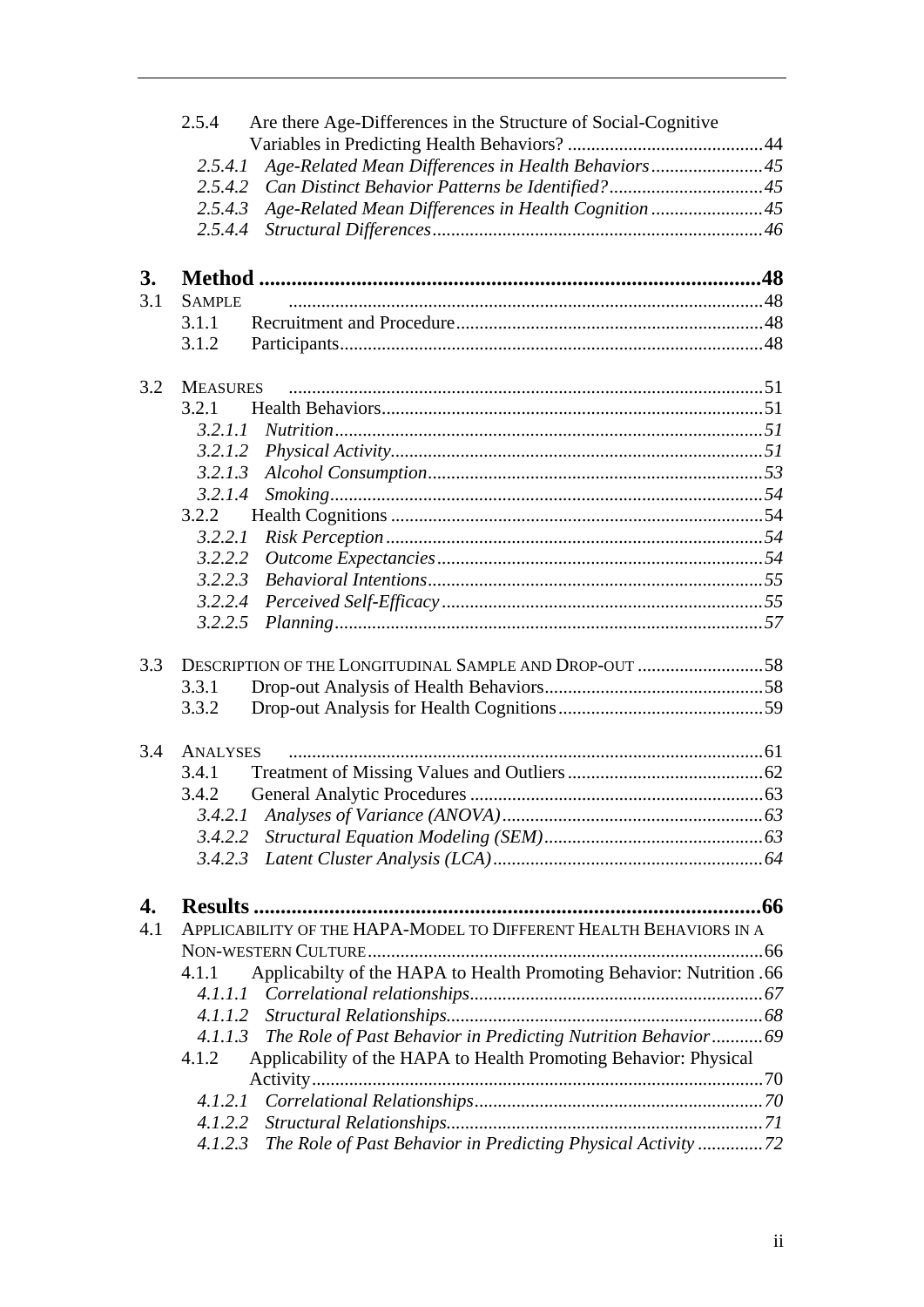2.5.4 Are there Age-Differences in the Structure of Social-Cognitive Variables in Predicting Health Behaviors? .......................................... 44

*2.5.4.1 Age-Related Mean Differences in Health Behaviors ........................ 45*

*2.5.4.2 Can Distinct Behavior Patterns be Identified? ................................. 45*

*2.5.4.3 Age-Related Mean Differences in Health Cognition ........................ 45*

*2.5.4.4 Structural Differences ...................................................................... 46*

**3. Method ........................................................................................... 48**

3.1 SAMPLE ..................................................................................................... 48

3.1.1 Recruitment and Procedure ................................................................. 48

3.1.2 Participants .......................................................................................... 48

3.2 MEASURES ................................................................................................. 51

3.2.1 Health Behaviors .................................................................................. 51

*3.2.1.1 Nutrition ........................................................................................... 51*

*3.2.1.2 Physical Activity ............................................................................... 51*

*3.2.1.3 Alcohol Consumption ........................................................................ 53*

*3.2.1.4 Smoking ............................................................................................ 54*

3.2.2 Health Cognitions ................................................................................ 54

*3.2.2.1 Risk Perception ................................................................................ 54*

*3.2.2.2 Outcome Expectancies ...................................................................... 54*

*3.2.2.3 Behavioral Intentions ........................................................................ 55*

*3.2.2.4 Perceived Self-Efficacy ..................................................................... 55*

*3.2.2.5 Planning ........................................................................................... 57*

3.3 DESCRIPTION OF THE LONGITUDINAL SAMPLE AND DROP-OUT ........................... 58

3.3.1 Drop-out Analysis of Health Behaviors ............................................... 58

3.3.2 Drop-out Analysis for Health Cognitions ............................................ 59

3.4 ANALYSES ................................................................................................. 61

3.4.1 Treatment of Missing Values and Outliers .......................................... 62

3.4.2 General Analytic Procedures ............................................................... 63

*3.4.2.1 Analyses of Variance (ANOVA) ........................................................ 63*

*3.4.2.2 Structural Equation Modeling (SEM) ............................................... 63*

*3.4.2.3 Latent Cluster Analysis (LCA) .......................................................... 64*

**4. Results ............................................................................................ 66**

4.1 APPLICABILITY OF THE HAPA-MODEL TO DIFFERENT HEALTH BEHAVIORS IN A NON-WESTERN CULTURE .................................................................................... 66

4.1.1 Applicabilty of the HAPA to Health Promoting Behavior: Nutrition . 66

*4.1.1.1 Correlational relationships ............................................................... 67*

*4.1.1.2 Structural Relationships .................................................................... 68*

*4.1.1.3 The Role of Past Behavior in Predicting Nutrition Behavior ........... 69*

4.1.2 Applicability of the HAPA to Health Promoting Behavior: Physical Activity ................................................................................................. 70

*4.1.2.1 Correlational Relationships .............................................................. 70*

*4.1.2.2 Structural Relationships .................................................................... 71*

*4.1.2.3 The Role of Past Behavior in Predicting Physical Activity .............. 72*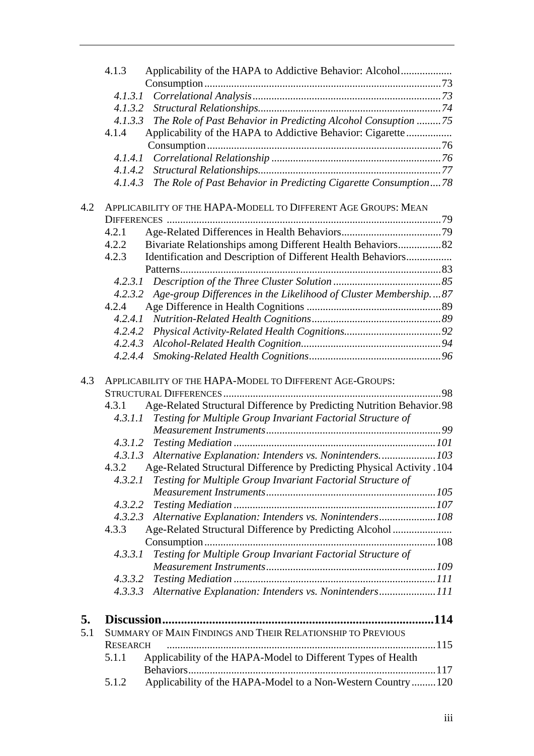4.1.3 Applicability of the HAPA to Addictive Behavior: Alcohol Consumption .......... 73

*4.1.3.1 Correlational Analysis .......... 73*

*4.1.3.2 Structural Relationships .......... 74*

*4.1.3.3 The Role of Past Behavior in Predicting Alcohol Consuption .......... 75*

4.1.4 Applicability of the HAPA to Addictive Behavior: Cigarette Consumption .......... 76

*4.1.4.1 Correlational Relationship .......... 76*

*4.1.4.2 Structural Relationships .......... 77*

*4.1.4.3 The Role of Past Behavior in Predicting Cigarette Consumption .......... 78*

4.2 APPLICABILITY OF THE HAPA-MODELL TO DIFFERENT AGE GROUPS: MEAN DIFFERENCES .......... 79

4.2.1 Age-Related Differences in Health Behaviors .......... 79

4.2.2 Bivariate Relationships among Different Health Behaviors .......... 82

4.2.3 Identification and Description of Different Health Behaviors Patterns .......... 83

*4.2.3.1 Description of the Three Cluster Solution .......... 85*

*4.2.3.2 Age-group Differences in the Likelihood of Cluster Membership. .......... 87*

4.2.4 Age Difference in Health Cognitions .......... 89

*4.2.4.1 Nutrition-Related Health Cognitions .......... 89*

*4.2.4.2 Physical Activity-Related Health Cognitions .......... 92*

*4.2.4.3 Alcohol-Related Health Cognition .......... 94*

*4.2.4.4 Smoking-Related Health Cognitions .......... 96*

4.3 APPLICABILITY OF THE HAPA-MODEL TO DIFFERENT AGE-GROUPS: STRUCTURAL DIFFERENCES .......... 98

4.3.1 Age-Related Structural Difference by Predicting Nutrition Behavior .......... 98

*4.3.1.1 Testing for Multiple Group Invariant Factorial Structure of Measurement Instruments .......... 99*

*4.3.1.2 Testing Mediation .......... 101*

*4.3.1.3 Alternative Explanation: Intenders vs. Nonintenders. .......... 103*

4.3.2 Age-Related Structural Difference by Predicting Physical Activity .......... 104

*4.3.2.1 Testing for Multiple Group Invariant Factorial Structure of Measurement Instruments .......... 105*

*4.3.2.2 Testing Mediation .......... 107*

*4.3.2.3 Alternative Explanation: Intenders vs. Nonintenders .......... 108*

4.3.3 Age-Related Structural Difference by Predicting Alcohol Consumption .......... 108

*4.3.3.1 Testing for Multiple Group Invariant Factorial Structure of Measurement Instruments .......... 109*

*4.3.3.2 Testing Mediation .......... 111*

*4.3.3.3 Alternative Explanation: Intenders vs. Nonintenders .......... 111*

**5. Discussion .......... 114**

5.1 SUMMARY OF MAIN FINDINGS AND THEIR RELATIONSHIP TO PREVIOUS RESEARCH .......... 115

5.1.1 Applicability of the HAPA-Model to Different Types of Health Behaviors .......... 117

5.1.2 Applicability of the HAPA-Model to a Non-Western Country .......... 120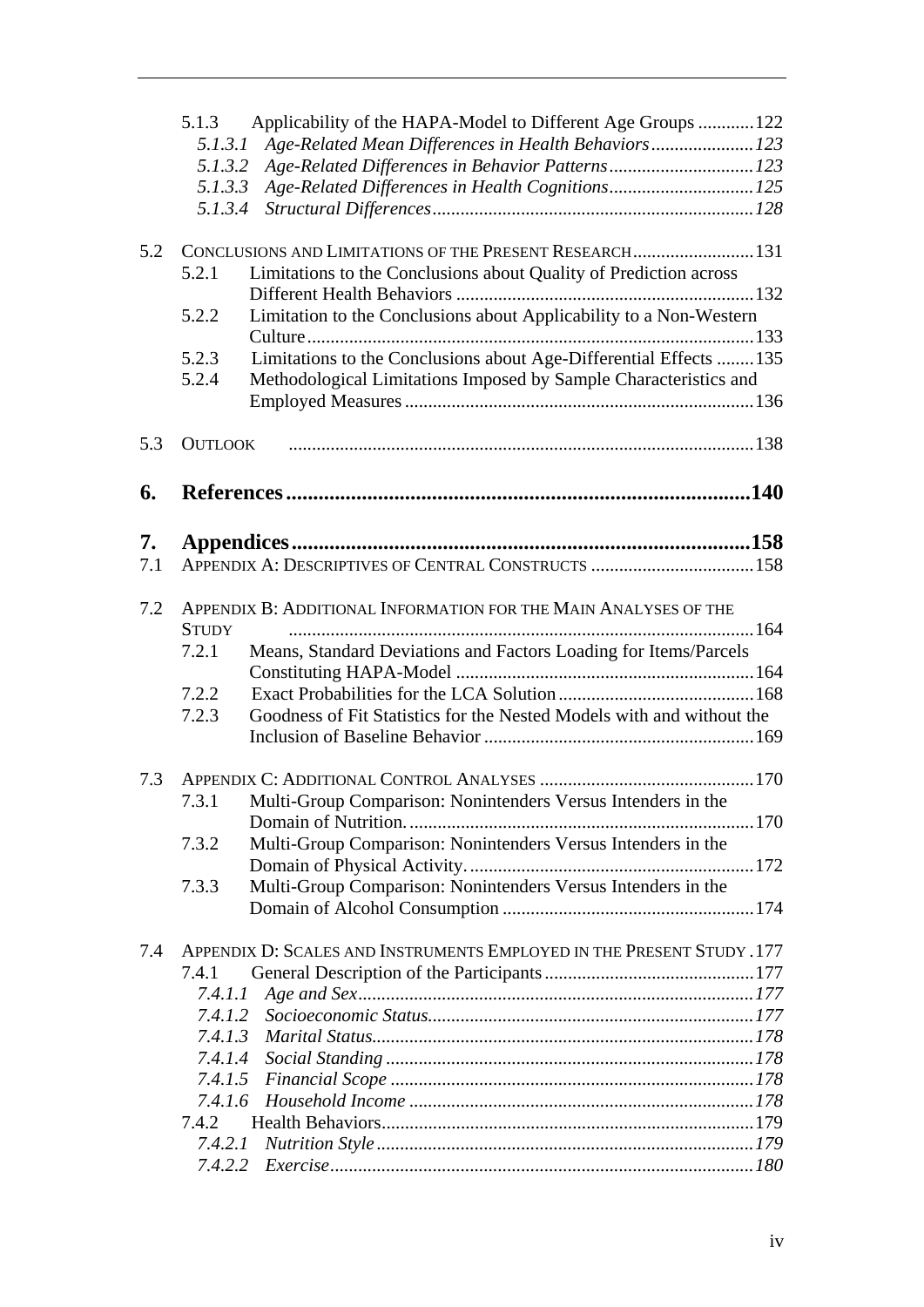5.1.3 Applicability of the HAPA-Model to Different Age Groups ............122

*5.1.3.1 Age-Related Mean Differences in Health Behaviors......................123*

*5.1.3.2 Age-Related Differences in Behavior Patterns...............................123*

*5.1.3.3 Age-Related Differences in Health Cognitions...............................125*

*5.1.3.4 Structural Differences.....................................................................128*

5.2 CONCLUSIONS AND LIMITATIONS OF THE PRESENT RESEARCH..........................131

5.2.1 Limitations to the Conclusions about Quality of Prediction across Different Health Behaviors ................................................................132

5.2.2 Limitation to the Conclusions about Applicability to a Non-Western Culture................................................................................................133

5.2.3 Limitations to the Conclusions about Age-Differential Effects ........135

5.2.4 Methodological Limitations Imposed by Sample Characteristics and Employed Measures ...........................................................................136

5.3 OUTLOOK ....................................................................................................138

**6. References......................................................................................140**

**7. Appendices.....................................................................................158**

7.1 APPENDIX A: DESCRIPTIVES OF CENTRAL CONSTRUCTS ...................................158

7.2 APPENDIX B: ADDITIONAL INFORMATION FOR THE MAIN ANALYSES OF THE STUDY ....................................................................................................164

7.2.1 Means, Standard Deviations and Factors Loading for Items/Parcels Constituting HAPA-Model ................................................................164

7.2.2 Exact Probabilities for the LCA Solution..........................................168

7.2.3 Goodness of Fit Statistics for the Nested Models with and without the Inclusion of Baseline Behavior ..........................................................169

7.3 APPENDIX C: ADDITIONAL CONTROL ANALYSES .............................................170

7.3.1 Multi-Group Comparison: Nonintenders Versus Intenders in the Domain of Nutrition...........................................................................170

7.3.2 Multi-Group Comparison: Nonintenders Versus Intenders in the Domain of Physical Activity.............................................................172

7.3.3 Multi-Group Comparison: Nonintenders Versus Intenders in the Domain of Alcohol Consumption ......................................................174

7.4 APPENDIX D: SCALES AND INSTRUMENTS EMPLOYED IN THE PRESENT STUDY .177

7.4.1 General Description of the Participants.............................................177

*7.4.1.1 Age and Sex.....................................................................................177*

*7.4.1.2 Socioeconomic Status......................................................................177*

*7.4.1.3 Marital Status..................................................................................178*

*7.4.1.4 Social Standing ...............................................................................178*

*7.4.1.5 Financial Scope ..............................................................................178*

*7.4.1.6 Household Income ..........................................................................178*

7.4.2 Health Behaviors................................................................................179

*7.4.2.1 Nutrition Style .................................................................................179*

*7.4.2.2 Exercise...........................................................................................180*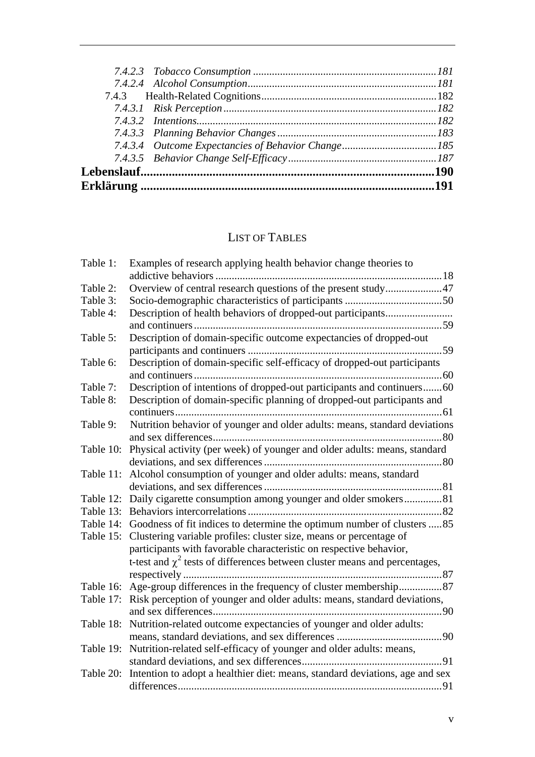*7.4.2.3 Tobacco Consumption* ............................................................... *181*
*7.4.2.4 Alcohol Consumption* ............................................................... *181*
7.4.3 Health-Related Cognitions ............................................................... 182
*7.4.3.1 Risk Perception* ............................................................... *182*
*7.4.3.2 Intentions* ............................................................... *182*
*7.4.3.3 Planning Behavior Changes* ............................................................... *183*
*7.4.3.4 Outcome Expectancies of Behavior Change* ............................................................... *185*
*7.4.3.5 Behavior Change Self-Efficacy* ............................................................... *187*

**Lebenslauf ............................................................... 190**

**Erklärung ............................................................... 191**

## List of Tables

Table 1: Examples of research applying health behavior change theories to addictive behaviors ............................................................... 18
Table 2: Overview of central research questions of the present study ............................................................... 47
Table 3: Socio-demographic characteristics of participants ............................................................... 50
Table 4: Description of health behaviors of dropped-out participants ............................................................... and continuers ............................................................... 59
Table 5: Description of domain-specific outcome expectancies of dropped-out participants and continuers ............................................................... 59
Table 6: Description of domain-specific self-efficacy of dropped-out participants and continuers ............................................................... 60
Table 7: Description of intentions of dropped-out participants and continuers ....... 60
Table 8: Description of domain-specific planning of dropped-out participants and continuers ............................................................... 61
Table 9: Nutrition behavior of younger and older adults: means, standard deviations and sex differences ............................................................... 80
Table 10: Physical activity (per week) of younger and older adults: means, standard deviations, and sex differences ............................................................... 80
Table 11: Alcohol consumption of younger and older adults: means, standard deviations, and sex differences ............................................................... 81
Table 12: Daily cigarette consumption among younger and older smokers .............. 81
Table 13: Behaviors intercorrelations ............................................................... 82
Table 14: Goodness of fit indices to determine the optimum number of clusters ..... 85
Table 15: Clustering variable profiles: cluster size, means or percentage of participants with favorable characteristic on respective behavior, t-test and $\chi^2$ tests of differences between cluster means and percentages, respectively ............................................................... 87
Table 16: Age-group differences in the frequency of cluster membership ................ 87
Table 17: Risk perception of younger and older adults: means, standard deviations, and sex differences ............................................................... 90
Table 18: Nutrition-related outcome expectancies of younger and older adults: means, standard deviations, and sex differences ............................................................... 90
Table 19: Nutrition-related self-efficacy of younger and older adults: means, standard deviations, and sex differences ............................................................... 91
Table 20: Intention to adopt a healthier diet: means, standard deviations, age and sex differences ............................................................... 91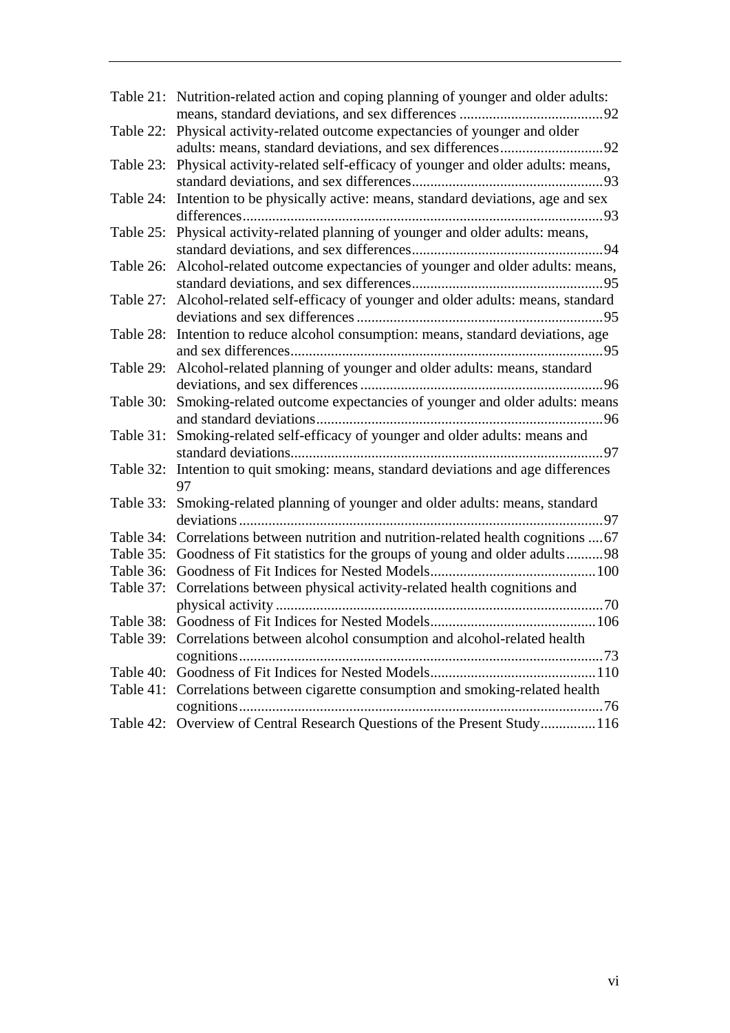Table 21: Nutrition-related action and coping planning of younger and older adults: means, standard deviations, and sex differences .......................................92
Table 22: Physical activity-related outcome expectancies of younger and older adults: means, standard deviations, and sex differences............................92
Table 23: Physical activity-related self-efficacy of younger and older adults: means, standard deviations, and sex differences....................................................93
Table 24: Intention to be physically active: means, standard deviations, age and sex differences..................................................................................................93
Table 25: Physical activity-related planning of younger and older adults: means, standard deviations, and sex differences....................................................94
Table 26: Alcohol-related outcome expectancies of younger and older adults: means, standard deviations, and sex differences....................................................95
Table 27: Alcohol-related self-efficacy of younger and older adults: means, standard deviations and sex differences...................................................................95
Table 28: Intention to reduce alcohol consumption: means, standard deviations, age and sex differences.....................................................................................95
Table 29: Alcohol-related planning of younger and older adults: means, standard deviations, and sex differences..................................................................96
Table 30: Smoking-related outcome expectancies of younger and older adults: means and standard deviations..............................................................................96
Table 31: Smoking-related self-efficacy of younger and older adults: means and standard deviations.....................................................................................97
Table 32: Intention to quit smoking: means, standard deviations and age differences 97
Table 33: Smoking-related planning of younger and older adults: means, standard deviations...................................................................................................97
Table 34: Correlations between nutrition and nutrition-related health cognitions ....67
Table 35: Goodness of Fit statistics for the groups of young and older adults..........98
Table 36: Goodness of Fit Indices for Nested Models.............................................100
Table 37: Correlations between physical activity-related health cognitions and physical activity .........................................................................................70
Table 38: Goodness of Fit Indices for Nested Models.............................................106
Table 39: Correlations between alcohol consumption and alcohol-related health cognitions...................................................................................................73
Table 40: Goodness of Fit Indices for Nested Models.............................................110
Table 41: Correlations between cigarette consumption and smoking-related health cognitions...................................................................................................76
Table 42: Overview of Central Research Questions of the Present Study...............116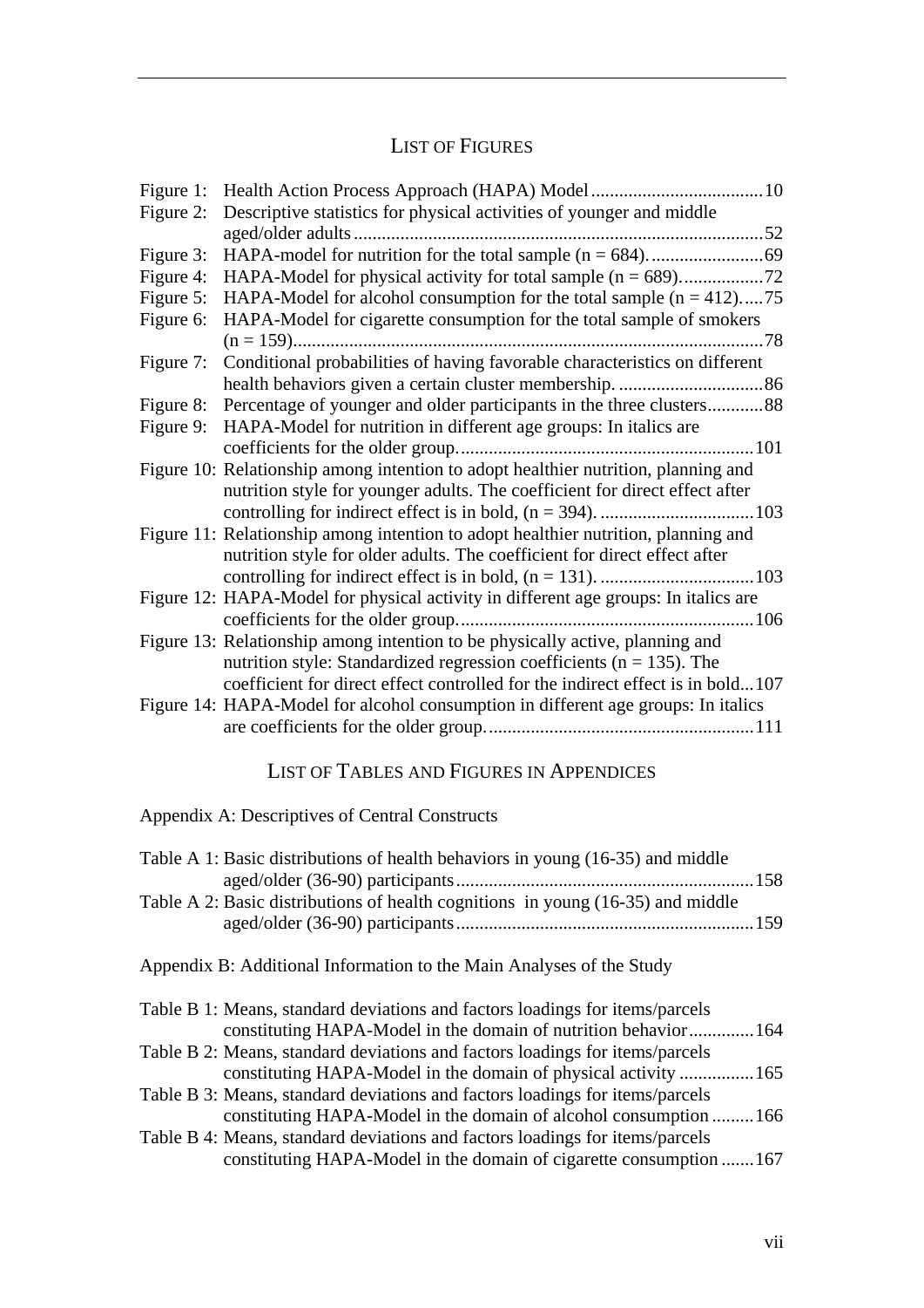## List of Figures

- Figure 1: Health Action Process Approach (HAPA) Model .....10
- Figure 2: Descriptive statistics for physical activities of younger and middle aged/older adults .....52
- Figure 3: HAPA-model for nutrition for the total sample (n = 684). .....69
- Figure 4: HAPA-Model for physical activity for total sample (n = 689). .....72
- Figure 5: HAPA-Model for alcohol consumption for the total sample (n = 412). .....75
- Figure 6: HAPA-Model for cigarette consumption for the total sample of smokers (n = 159). .....78
- Figure 7: Conditional probabilities of having favorable characteristics on different health behaviors given a certain cluster membership. .....86
- Figure 8: Percentage of younger and older participants in the three clusters .....88
- Figure 9: HAPA-Model for nutrition in different age groups: In italics are coefficients for the older group. .....101
- Figure 10: Relationship among intention to adopt healthier nutrition, planning and nutrition style for younger adults. The coefficient for direct effect after controlling for indirect effect is in bold, (n = 394). .....103
- Figure 11: Relationship among intention to adopt healthier nutrition, planning and nutrition style for older adults. The coefficient for direct effect after controlling for indirect effect is in bold, (n = 131). .....103
- Figure 12: HAPA-Model for physical activity in different age groups: In italics are coefficients for the older group. .....106
- Figure 13: Relationship among intention to be physically active, planning and nutrition style: Standardized regression coefficients (n = 135). The coefficient for direct effect controlled for the indirect effect is in bold .....107
- Figure 14: HAPA-Model for alcohol consumption in different age groups: In italics are coefficients for the older group. .....111

## List of Tables and Figures in Appendices

Appendix A: Descriptives of Central Constructs

- Table A 1: Basic distributions of health behaviors in young (16-35) and middle aged/older (36-90) participants .....158
- Table A 2: Basic distributions of health cognitions in young (16-35) and middle aged/older (36-90) participants .....159

Appendix B: Additional Information to the Main Analyses of the Study

- Table B 1: Means, standard deviations and factors loadings for items/parcels constituting HAPA-Model in the domain of nutrition behavior .....164
- Table B 2: Means, standard deviations and factors loadings for items/parcels constituting HAPA-Model in the domain of physical activity .....165
- Table B 3: Means, standard deviations and factors loadings for items/parcels constituting HAPA-Model in the domain of alcohol consumption .....166
- Table B 4: Means, standard deviations and factors loadings for items/parcels constituting HAPA-Model in the domain of cigarette consumption .....167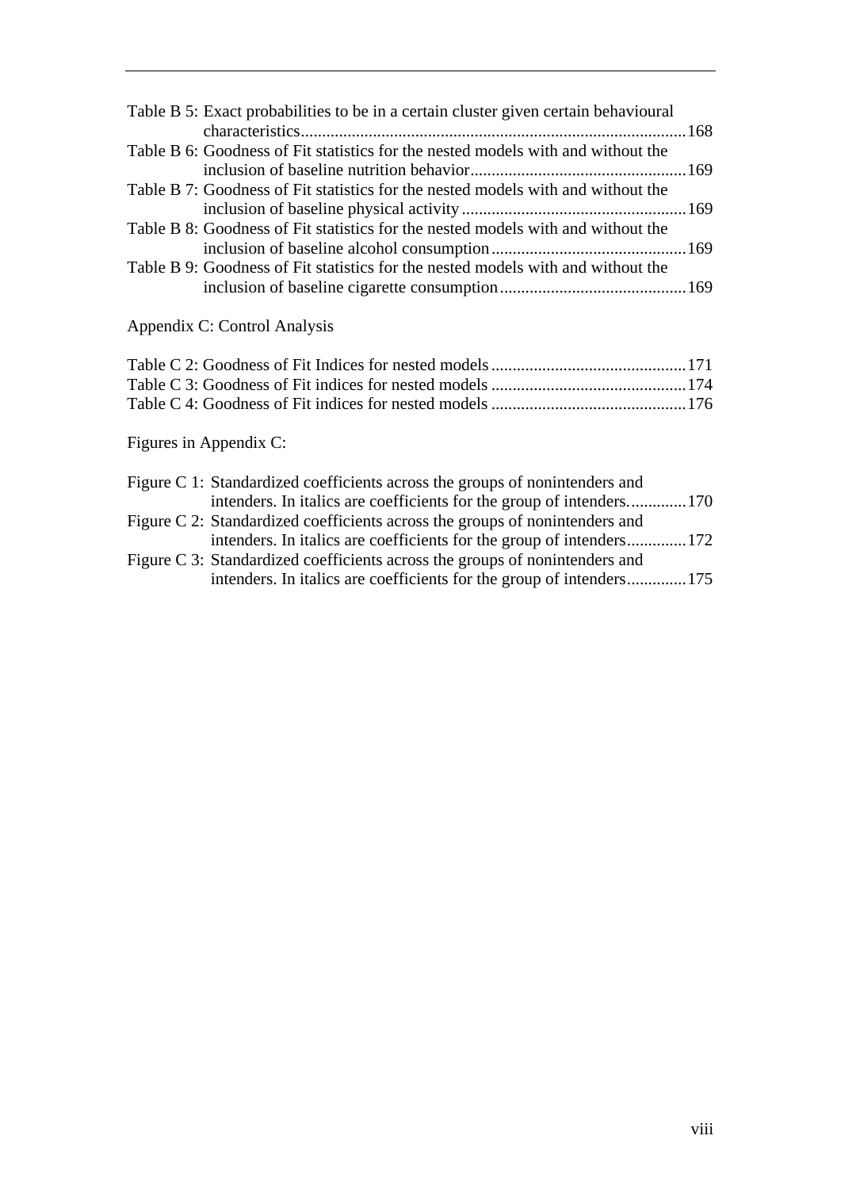Table B 5: Exact probabilities to be in a certain cluster given certain behavioural characteristics..........................................................................................168
Table B 6: Goodness of Fit statistics for the nested models with and without the inclusion of baseline nutrition behavior..................................................169
Table B 7: Goodness of Fit statistics for the nested models with and without the inclusion of baseline physical activity....................................................169
Table B 8: Goodness of Fit statistics for the nested models with and without the inclusion of baseline alcohol consumption.............................................169
Table B 9: Goodness of Fit statistics for the nested models with and without the inclusion of baseline cigarette consumption...........................................169

Appendix C: Control Analysis

Table C 2: Goodness of Fit Indices for nested models.............................................171
Table C 3: Goodness of Fit indices for nested models .............................................174
Table C 4: Goodness of Fit indices for nested models .............................................176

Figures in Appendix C:

Figure C 1: Standardized coefficients across the groups of nonintenders and intenders. In italics are coefficients for the group of intenders.............170
Figure C 2: Standardized coefficients across the groups of nonintenders and intenders. In italics are coefficients for the group of intenders.............172
Figure C 3: Standardized coefficients across the groups of nonintenders and intenders. In italics are coefficients for the group of intenders.............175